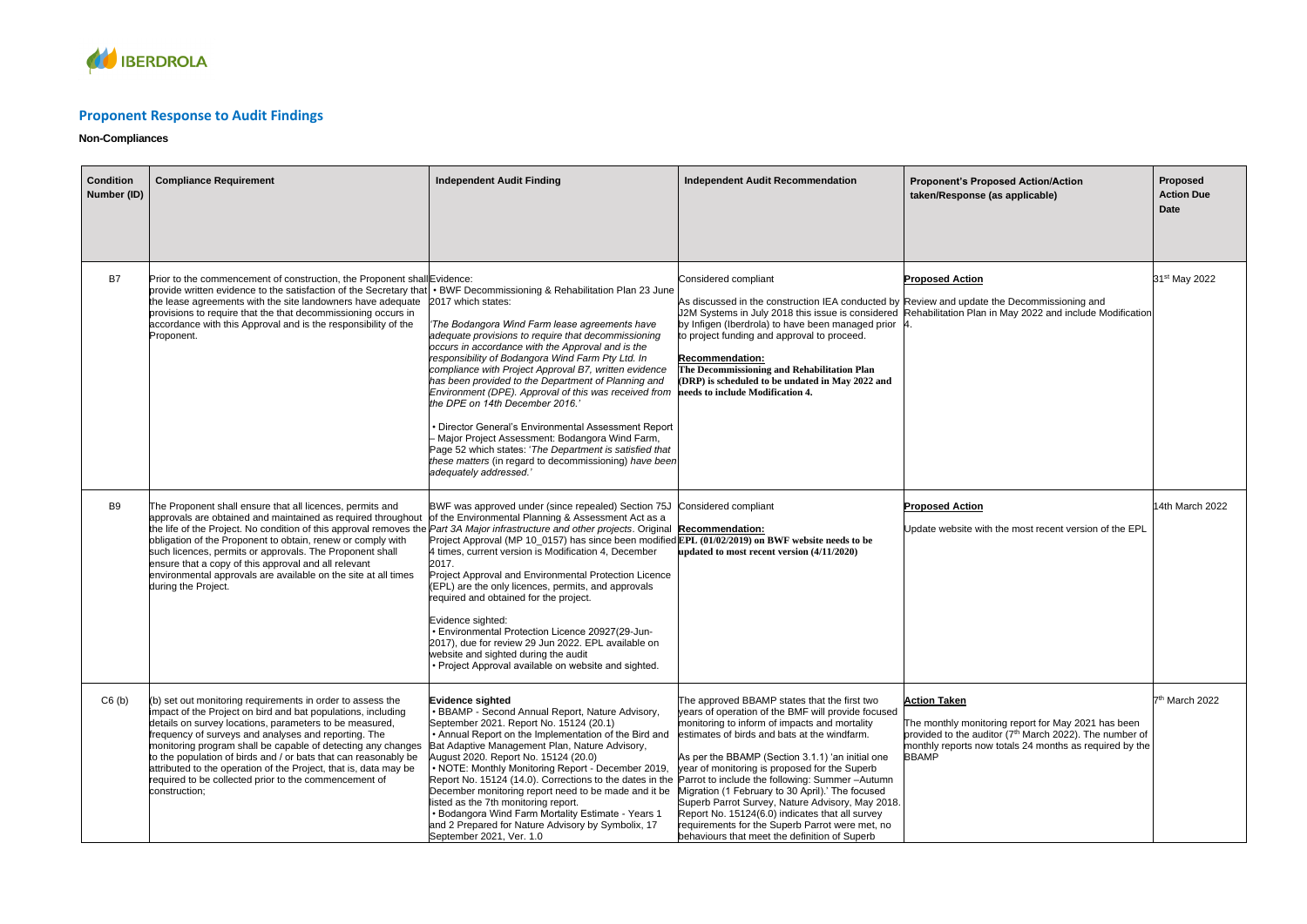## Proponent Response to Audit Findings

### Non-Compliances

| Condition Number (ID) | Compliance Requirement | Independent Audit Finding | Independent Audit Recommendation | Proponent's Proposed Action/Action taken/Response (as applicable) | Proposed Action Due Date |
|---|---|---|---|---|---|
| B7 | Prior to the commencement of construction, the Proponent shall provide written evidence to the satisfaction of the Secretary that the lease agreements with the site landowners have adequate provisions to require that the decommissioning occurs in accordance with this Approval and is the responsibility of the Proponent. | Evidence:<br>• BWF Decommissioning & Rehabilitation Plan 23 June 2017 which states:<br><br>*'The Bodangora Wind Farm lease agreements have adequate provisions to require that decommissioning occurs in accordance with the Approval and is the responsibility of Bodangora Wind Farm Pty Ltd. In compliance with Project Approval B7, written evidence has been provided to the Department of Planning and Environment (DPE). Approval of this was received from the DPE on 14th December 2016.'*<br><br>• Director General's Environmental Assessment Report – Major Project Assessment: Bodangora Wind Farm, Page 52 which states: '*The Department is satisfied that these matters* (in regard to decommissioning) *have been adequately addressed.*' | Considered compliant<br><br>As discussed in the construction IEA conducted by J2M Systems in July 2018 this issue is considered by Infigen (Iberdrola) to have been managed prior to project funding and approval to proceed.<br><br>**Recommendation:**<br>**The Decommissioning and Rehabilitation Plan (DRP) is scheduled to be undated in May 2022 and needs to include Modification 4.** | **Proposed Action**<br><br>Review and update the Decommissioning and Rehabilitation Plan in May 2022 and include Modification 4. | 31st May 2022 |
| B9 | The Proponent shall ensure that all licences, permits and approvals are obtained and maintained as required throughout the life of the Project. No condition of this approval removes the obligation of the Proponent to obtain, renew or comply with such licences, permits or approvals. The Proponent shall ensure that a copy of this approval and all relevant environmental approvals are available on the site at all times during the Project. | BWF was approved under (since repealed) Section 75J of the Environmental Planning & Assessment Act as a *Part 3A Major infrastructure and other projects*. Original Project Approval (MP 10_0157) has since been modified 4 times, current version is Modification 4, December 2017.<br>Project Approval and Environmental Protection Licence (EPL) are the only licences, permits, and approvals required and obtained for the project.<br><br>Evidence sighted:<br>• Environmental Protection Licence 20927(29-Jun-2017), due for review 29 Jun 2022. EPL available on website and sighted during the audit<br>• Project Approval available on website and sighted. | Considered compliant<br><br>**Recommendation:**<br>**EPL (01/02/2019) on BWF website needs to be updated to most recent version (4/11/2020)** | **Proposed Action**<br><br>Update website with the most recent version of the EPL | 14th March 2022 |
| C6 (b) | (b) set out monitoring requirements in order to assess the impact of the Project on bird and bat populations, including details on survey locations, parameters to be measured, frequency of surveys and analyses and reporting. The monitoring program shall be capable of detecting any changes to the population of birds and / or bats that can reasonably be attributed to the operation of the Project, that is, data may be required to be collected prior to the commencement of construction; | **Evidence sighted**<br>• BBAMP - Second Annual Report, Nature Advisory, September 2021. Report No. 15124 (20.1)<br>• Annual Report on the Implementation of the Bird and Bat Adaptive Management Plan, Nature Advisory, August 2020. Report No. 15124 (20.0)<br>• NOTE: Monthly Monitoring Report - December 2019, Report No. 15124 (14.0). Corrections to the dates in the December monitoring report need to be made and it be listed as the 7th monitoring report.<br>• Bodangora Wind Farm Mortality Estimate - Years 1 and 2 Prepared for Nature Advisory by Symbolix, 17 September 2021, Ver. 1.0 | The approved BBAMP states that the first two years of operation of the BMF will provide focused monitoring to inform of impacts and mortality estimates of birds and bats at the windfarm.<br><br>As per the BBAMP (Section 3.1.1) 'an initial one year of monitoring is proposed for the Superb Parrot to include the following: Summer –Autumn Migration (1 February to 30 April).' The focused Superb Parrot Survey, Nature Advisory, May 2018. Report No. 15124(6.0) indicates that all survey requirements for the Superb Parrot were met, no behaviours that meet the definition of Superb | **Action Taken**<br><br>The monthly monitoring report for May 2021 has been provided to the auditor (7th March 2022). The number of monthly reports now totals 24 months as required by the BBAMP | 7th March 2022 |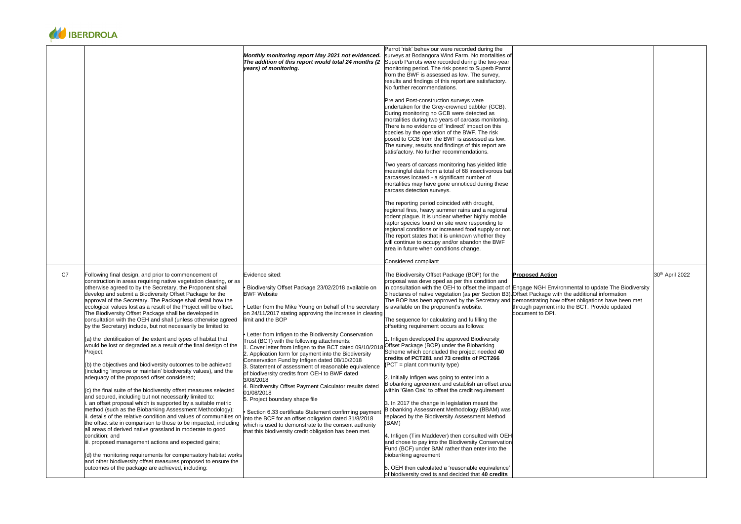| | | | | | |
|---|---|---|---|---|---|
| | | ***Monthly monitoring report May 2021 not evidenced. The addition of this report would total 24 months (2 years) of monitoring.*** | Parrot 'risk' behaviour were recorded during the surveys at Bodangora Wind Farm. No mortalities of Superb Parrots were recorded during the two-year monitoring period. The risk posed to Superb Parrot from the BWF is assessed as low. The survey, results and findings of this report are satisfactory. No further recommendations.<br><br>Pre and Post-construction surveys were undertaken for the Grey-crowned babbler (GCB). During monitoring no GCB were detected as mortalities during two years of carcass monitoring. There is no evidence of 'indirect' impact on this species by the operation of the BWF. The risk posed to GCB from the BWF is assessed as low. The survey, results and findings of this report are satisfactory. No further recommendations.<br><br>Two years of carcass monitoring has yielded little meaningful data from a total of 68 insectivorous bat carcasses located - a significant number of mortalities may have gone unnoticed during these carcass detection surveys.<br><br>The reporting period coincided with drought, regional fires, heavy summer rains and a regional rodent plague. It is unclear whether highly mobile raptor species found on site were responding to regional conditions or increased food supply or not. The report states that it is unknown whether they will continue to occupy and/or abandon the BWF area in future when conditions change.<br><br>Considered compliant | | |
| C7 | Following final design, and prior to commencement of construction in areas requiring native vegetation clearing, or as otherwise agreed to by the Secretary, the Proponent shall develop and submit a Biodiversity Offset Package for the approval of the Secretary. The Package shall detail how the ecological values lost as a result of the Project will be offset. The Biodiversity Offset Package shall be developed in consultation with the OEH and shall (unless otherwise agreed by the Secretary) include, but not necessarily be limited to:<br><br>(a) the identification of the extent and types of habitat that would be lost or degraded as a result of the final design of the Project;<br><br>(b) the objectives and biodiversity outcomes to be achieved (including 'improve or maintain' biodiversity values), and the adequacy of the proposed offset considered;<br><br>(c) the final suite of the biodiversity offset measures selected and secured, including but not necessarily limited to:<br>i. an offset proposal which is supported by a suitable metric method (such as the Biobanking Assessment Methodology);<br>ii. details of the relative condition and values of communities on the offset site in comparison to those to be impacted, including all areas of derived native grassland in moderate to good condition; and<br>iii. proposed management actions and expected gains;<br><br>(d) the monitoring requirements for compensatory habitat works and other biodiversity offset measures proposed to ensure the outcomes of the package are achieved, including: | Evidence sited:<br><br>• Biodiversity Offset Package 23/02/2018 available on BWF Website<br><br>• Letter from the Mike Young on behalf of the secretary on 24/11/2017 stating approving the increase in clearing limit and the BOP<br><br>• Letter from Infigen to the Biodiversity Conservation Trust (BCT) with the following attachments:<br>1. Cover letter from Infigen to the BCT dated 09/10/2018<br>2. Application form for payment into the Biodiversity Conservation Fund by Infigen dated 08/10/2018<br>3. Statement of assessment of reasonable equivalence of biodiversity credits from OEH to BWF dated 3/08/2018<br>4. Biodiversity Offset Payment Calculator results dated 01/08/2018<br>5. Project boundary shape file<br><br>• Section 6.33 certificate Statement confirming payment into the BCF for an offset obligation dated 31/8/2018 which is used to demonstrate to the consent authority that this biodiversity credit obligation has been met. | The Biodiversity Offset Package (BOP) for the proposal was developed as per this condition and in consultation with the OEH to offset the impact of 3 hectares of native vegetation (as per Section B3). The BOP has been approved by the Secretary and is available on the proponent's website.<br><br>The sequence for calculating and fulfilling the offsetting requirement occurs as follows:<br><br>1. Infigen developed the approved Biodiversity Offset Package (BOP) under the Biobanking Scheme which concluded the project needed **40 credits of PCT281** and **73 credits of PCT266** (PCT = plant community type)<br><br>2. Initially Infigen was going to enter into a Biobanking agreement and establish an offset area within 'Glen Oak' to offset the credit requirement<br><br>3. In 2017 the change in legislation meant the Biobanking Assessment Methodology (BBAM) was replaced by the Biodiversity Assessment Method (BAM)<br><br>4. Infigen (Tim Maddever) then consulted with OEH and chose to pay into the Biodiversity Conservation Fund (BCF) under BAM rather than enter into the biobanking agreement<br><br>5. OEH then calculated a 'reasonable equivalence' of biodiversity credits and decided that **40 credits** | **Proposed Action**<br><br>Engage NGH Environmental to update The Biodiversity Offset Package with the additional information demonstrating how offset obligations have been met through payment into the BCT. Provide updated document to DPI. | 30th April 2022 |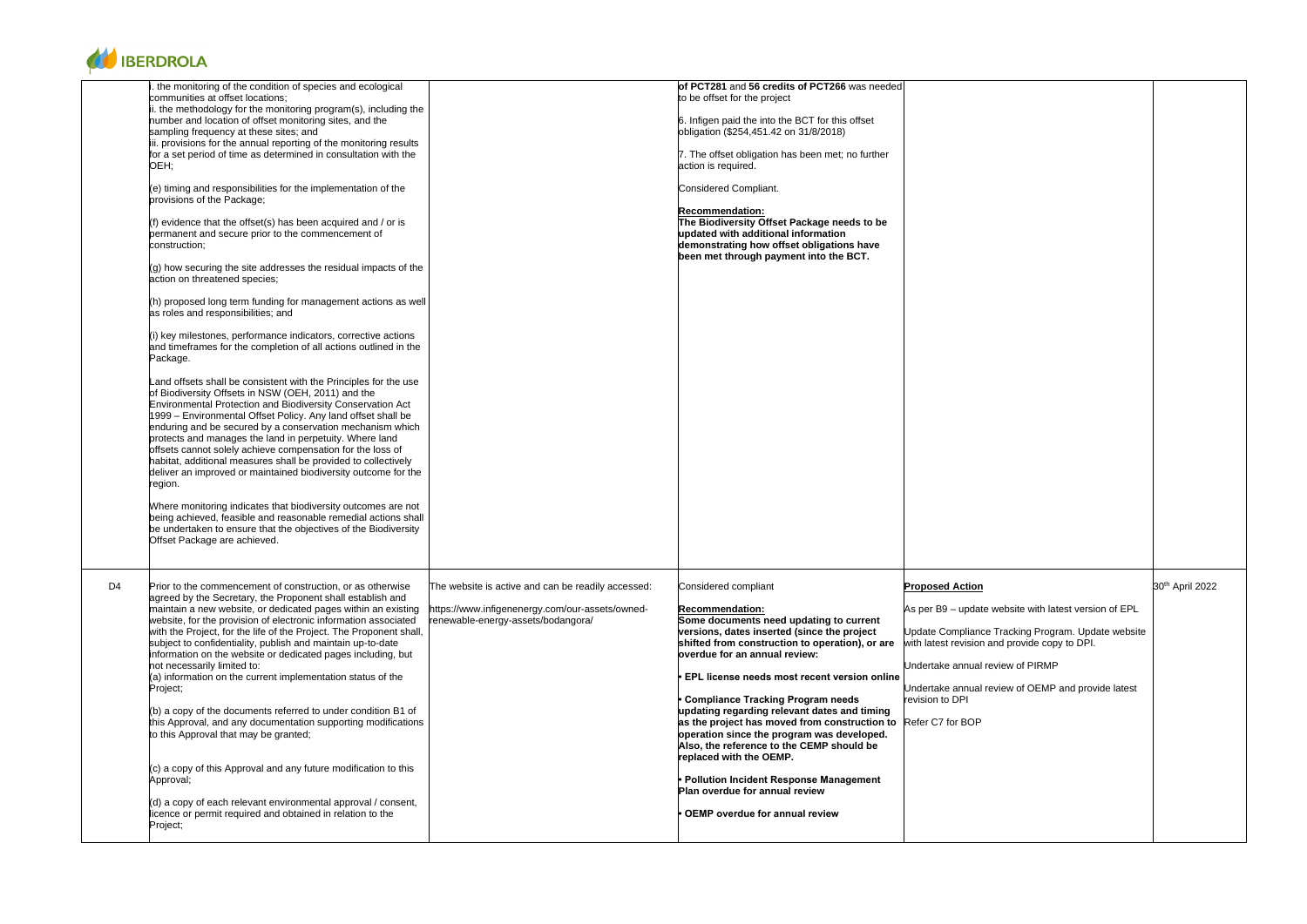| | | | | | |
|---|---|---|---|---|---|
| | i. the monitoring of the condition of species and ecological communities at offset locations;<br>ii. the methodology for the monitoring program(s), including the number and location of offset monitoring sites, and the sampling frequency at these sites; and<br>iii. provisions for the annual reporting of the monitoring results for a set period of time as determined in consultation with the OEH;<br><br>(e) timing and responsibilities for the implementation of the provisions of the Package;<br><br>(f) evidence that the offset(s) has been acquired and / or is permanent and secure prior to the commencement of construction;<br><br>(g) how securing the site addresses the residual impacts of the action on threatened species;<br><br>(h) proposed long term funding for management actions as well as roles and responsibilities; and<br><br>(i) key milestones, performance indicators, corrective actions and timeframes for the completion of all actions outlined in the Package.<br><br>Land offsets shall be consistent with the Principles for the use of Biodiversity Offsets in NSW (OEH, 2011) and the Environmental Protection and Biodiversity Conservation Act 1999 – Environmental Offset Policy. Any land offset shall be enduring and be secured by a conservation mechanism which protects and manages the land in perpetuity. Where land offsets cannot solely achieve compensation for the loss of habitat, additional measures shall be provided to collectively deliver an improved or maintained biodiversity outcome for the region.<br><br>Where monitoring indicates that biodiversity outcomes are not being achieved, feasible and reasonable remedial actions shall be undertaken to ensure that the objectives of the Biodiversity Offset Package are achieved. | | **of PCT281** and **56 credits of PCT266** was needed to be offset for the project<br><br>6. Infigen paid the into the BCT for this offset obligation ($254,451.42 on 31/8/2018)<br><br>7. The offset obligation has been met; no further action is required.<br><br>Considered Compliant.<br><br>**Recommendation:**<br>**The Biodiversity Offset Package needs to be updated with additional information demonstrating how offset obligations have been met through payment into the BCT.** | | |
| D4 | Prior to the commencement of construction, or as otherwise agreed by the Secretary, the Proponent shall establish and maintain a new website, or dedicated pages within an existing website, for the provision of electronic information associated with the Project, for the life of the Project. The Proponent shall, subject to confidentiality, publish and maintain up-to-date information on the website or dedicated pages including, but not necessarily limited to:<br>(a) information on the current implementation status of the Project;<br><br>(b) a copy of the documents referred to under condition B1 of this Approval, and any documentation supporting modifications to this Approval that may be granted;<br><br>(c) a copy of this Approval and any future modification to this Approval;<br><br>(d) a copy of each relevant environmental approval / consent, licence or permit required and obtained in relation to the Project; | The website is active and can be readily accessed:<br><br>https://www.infigenenergy.com/our-assets/owned-renewable-energy-assets/bodangora/ | Considered compliant<br><br>**Recommendation:**<br>**Some documents need updating to current versions, dates inserted (since the project shifted from construction to operation), or are overdue for an annual review:**<br><br>**• EPL license needs most recent version online**<br><br>**• Compliance Tracking Program needs updating regarding relevant dates and timing as the project has moved from construction to operation since the program was developed. Also, the reference to the CEMP should be replaced with the OEMP.**<br><br>**• Pollution Incident Response Management Plan overdue for annual review**<br><br>**• OEMP overdue for annual review** | **Proposed Action**<br><br>As per B9 – update website with latest version of EPL<br><br>Update Compliance Tracking Program. Update website with latest revision and provide copy to DPI.<br><br>Undertake annual review of PIRMP<br><br>Undertake annual review of OEMP and provide latest revision to DPI<br><br>Refer C7 for BOP | 30th April 2022 |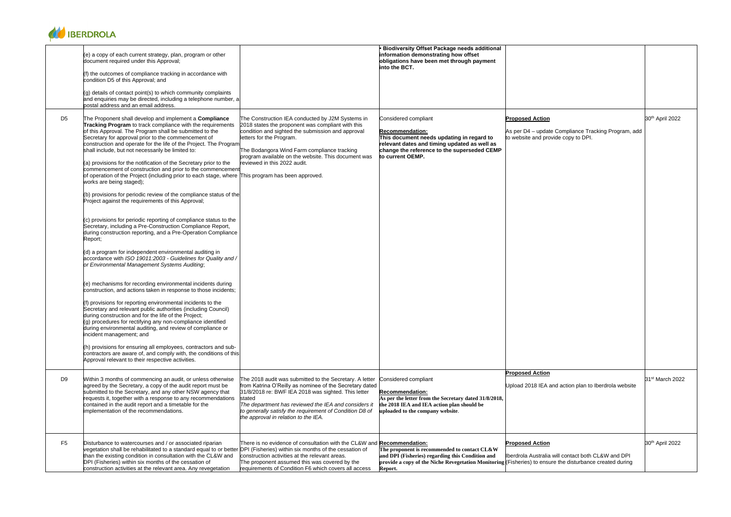| | | | | | |
|---|---|---|---|---|---|
| | (e) a copy of each current strategy, plan, program or other document required under this Approval;<br><br>(f) the outcomes of compliance tracking in accordance with condition D5 of this Approval; and<br><br>(g) details of contact point(s) to which community complaints and enquiries may be directed, including a telephone number, a postal address and an email address. | | **• Biodiversity Offset Package needs additional information demonstrating how offset obligations have been met through payment into the BCT.** | | |
| D5 | The Proponent shall develop and implement a **Compliance Tracking Program** to track compliance with the requirements of this Approval. The Program shall be submitted to the Secretary for approval prior to the commencement of construction and operate for the life of the Project. The Program shall include, but not necessarily be limited to:<br><br>(a) provisions for the notification of the Secretary prior to the commencement of construction and prior to the commencement of operation of the Project (including prior to each stage, where works are being staged);<br><br>(b) provisions for periodic review of the compliance status of the Project against the requirements of this Approval;<br><br>(c) provisions for periodic reporting of compliance status to the Secretary, including a Pre-Construction Compliance Report, during construction reporting, and a Pre-Operation Compliance Report;<br><br>(d) a program for independent environmental auditing in accordance with *ISO 19011:2003 - Guidelines for Quality and / or Environmental Management Systems Auditing*;<br><br>(e) mechanisms for recording environmental incidents during construction, and actions taken in response to those incidents;<br><br>(f) provisions for reporting environmental incidents to the Secretary and relevant public authorities (including Council) during construction and for the life of the Project;<br>(g) procedures for rectifying any non-compliance identified during environmental auditing, and review of compliance or incident management; and<br><br>(h) provisions for ensuring all employees, contractors and sub-contractors are aware of, and comply with, the conditions of this Approval relevant to their respective activities. | The Construction IEA conducted by J2M Systems in 2018 states the proponent was compliant with this condition and sighted the submission and approval letters for the Program.<br><br>The Bodangora Wind Farm compliance tracking program available on the website. This document was reviewed in this 2022 audit.<br><br>This program has been approved. | Considered compliant<br><br>**Recommendation:**<br>**This document needs updating in regard to relevant dates and timing updated as well as change the reference to the superseded CEMP to current OEMP.** | **Proposed Action**<br><br>As per D4 – update Compliance Tracking Program, add to website and provide copy to DPI. | 30th April 2022 |
| D9 | Within 3 months of commencing an audit, or unless otherwise agreed by the Secretary, a copy of the audit report must be submitted to the Secretary, and any other NSW agency that requests it, together with a response to any recommendations contained in the audit report and a timetable for the implementation of the recommendations. | The 2018 audit was submitted to the Secretary. A letter from Katrina O'Reilly as nominee of the Secretary dated 31/8/2018 re: BWF IEA 2018 was sighted. This letter stated<br>*The department has reviewed the IEA and considers it to generally satisfy the requirement of Condition D8 of the approval in relation to the IEA.* | Considered compliant<br><br>**Recommendation:**<br>**As per the letter from the Secretary dated 31/8/2018, the 2018 IEA and IEA action plan should be uploaded to the company website**. | **Proposed Action**<br><br>Upload 2018 IEA and action plan to Iberdrola website | 31st March 2022 |
| F5 | Disturbance to watercourses and / or associated riparian vegetation shall be rehabilitated to a standard equal to or better than the existing condition in consultation with the CL&W and DPI (Fisheries) within six months of the cessation of construction activities at the relevant area. Any revegetation | There is no evidence of consultation with the CL&W and DPI (Fisheries) within six months of the cessation of construction activities at the relevant areas.<br>The proponent assumed this was covered by the requirements of Condition F6 which covers all access | **Recommendation:**<br>**The proponent is recommended to contact CL&W and DPI (Fisheries) regarding this Condition and provide a copy of the Niche Revegetation Monitoring Report.** | **Proposed Action**<br><br>Iberdrola Australia will contact both CL&W and DPI (Fisheries) to ensure the disturbance created during | 30th April 2022 |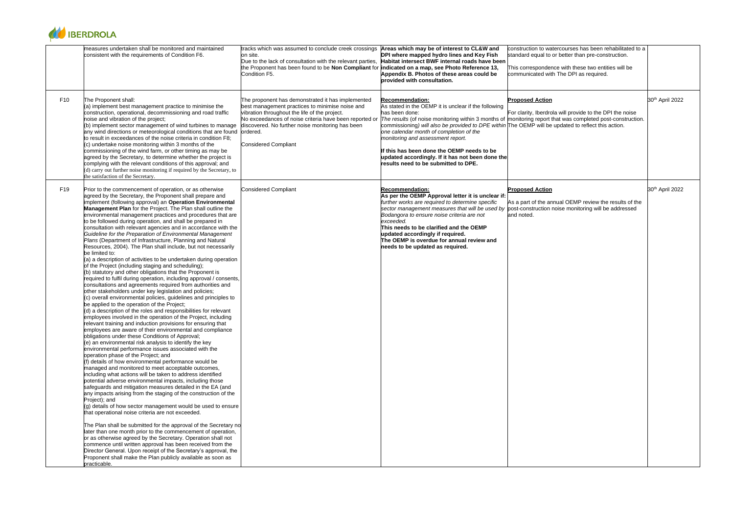| | | | | | |
|---|---|---|---|---|---|
| | measures undertaken shall be monitored and maintained consistent with the requirements of Condition F6. | tracks which was assumed to conclude creek crossings on site.<br>Due to the lack of consultation with the relevant parties, the Proponent has been found to be **Non Compliant** for Condition F5. | **Areas which may be of interest to CL&W and DPI where mapped hydro lines and Key Fish Habitat intersect BWF internal roads have been indicated on a map, see Photo Reference 13, Appendix B. Photos of these areas could be provided with consultation.** | construction to watercourses has been rehabilitated to a standard equal to or better than pre-construction.<br><br>This correspondence with these two entities will be communicated with The DPI as required. | |
| F10 | The Proponent shall:<br>(a) implement best management practice to minimise the construction, operational, decommissioning and road traffic noise and vibration of the project;<br>(b) implement sector management of wind turbines to manage any wind directions or meteorological conditions that are found to result in exceedances of the noise criteria in condition F8;<br>(c) undertake noise monitoring within 3 months of the commissioning of the wind farm, or other timing as may be agreed by the Secretary, to determine whether the project is complying with the relevant conditions of this approval; and<br>(d) carry out further noise monitoring if required by the Secretary, to the satisfaction of the Secretary. | The proponent has demonstrated it has implemented best management practices to minimise noise and vibration throughout the life of the project.<br>No exceedances of noise criteria have been reported or discovered. No further noise monitoring has been ordered.<br><br>Considered Compliant | **Recommendation:**<br>As stated in the OEMP it is unclear if the following has been done:<br>*The results* (of noise monitoring within 3 months of commissioning) *will also be provided to DPE within one calendar month of completion of the monitoring and assessment report.*<br><br>**If this has been done the OEMP needs to be updated accordingly. If it has not been done the results need to be submitted to DPE.** | **Proposed Action**<br><br>For clarity, Iberdrola will provide to the DPI the noise monitoring report that was completed post-construction. The OEMP will be updated to reflect this action. | 30th April 2022 |
| F19 | Prior to the commencement of operation, or as otherwise agreed by the Secretary, the Proponent shall prepare and implement (following approval) an **Operation Environmental Management Plan** for the Project. The Plan shall outline the environmental management practices and procedures that are to be followed during operation, and shall be prepared in consultation with relevant agencies and in accordance with the *Guideline for the Preparation of Environmental Management Plans* (Department of Infrastructure, Planning and Natural Resources, 2004). The Plan shall include, but not necessarily be limited to:<br>(a) a description of activities to be undertaken during operation of the Project (including staging and scheduling);<br>(b) statutory and other obligations that the Proponent is required to fulfil during operation, including approval / consents, consultations and agreements required from authorities and other stakeholders under key legislation and policies;<br>(c) overall environmental policies, guidelines and principles to be applied to the operation of the Project;<br>(d) a description of the roles and responsibilities for relevant employees involved in the operation of the Project, including relevant training and induction provisions for ensuring that employees are aware of their environmental and compliance obligations under these Conditions of Approval;<br>(e) an environmental risk analysis to identify the key environmental performance issues associated with the operation phase of the Project; and<br>(f) details of how environmental performance would be managed and monitored to meet acceptable outcomes, including what actions will be taken to address identified potential adverse environmental impacts, including those safeguards and mitigation measures detailed in the EA (and any impacts arising from the staging of the construction of the Project); and<br>(g) details of how sector management would be used to ensure that operational noise criteria are not exceeded.<br><br>The Plan shall be submitted for the approval of the Secretary no later than one month prior to the commencement of operation, or as otherwise agreed by the Secretary. Operation shall not commence until written approval has been received from the Director General. Upon receipt of the Secretary's approval, the Proponent shall make the Plan publicly available as soon as practicable. | Considered Compliant | **Recommendation:**<br>**As per the OEMP Approval letter it is unclear if:** *further works are required to determine specific sector management measures that will be used by Bodangora to ensure noise criteria are not exceeded.*<br>**This needs to be clarified and the OEMP updated accordingly if required.**<br>**The OEMP is overdue for annual review and needs to be updated as required.** | **Proposed Action**<br><br>As a part of the annual OEMP review the results of the post-construction noise monitoring will be addressed and noted. | 30th April 2022 |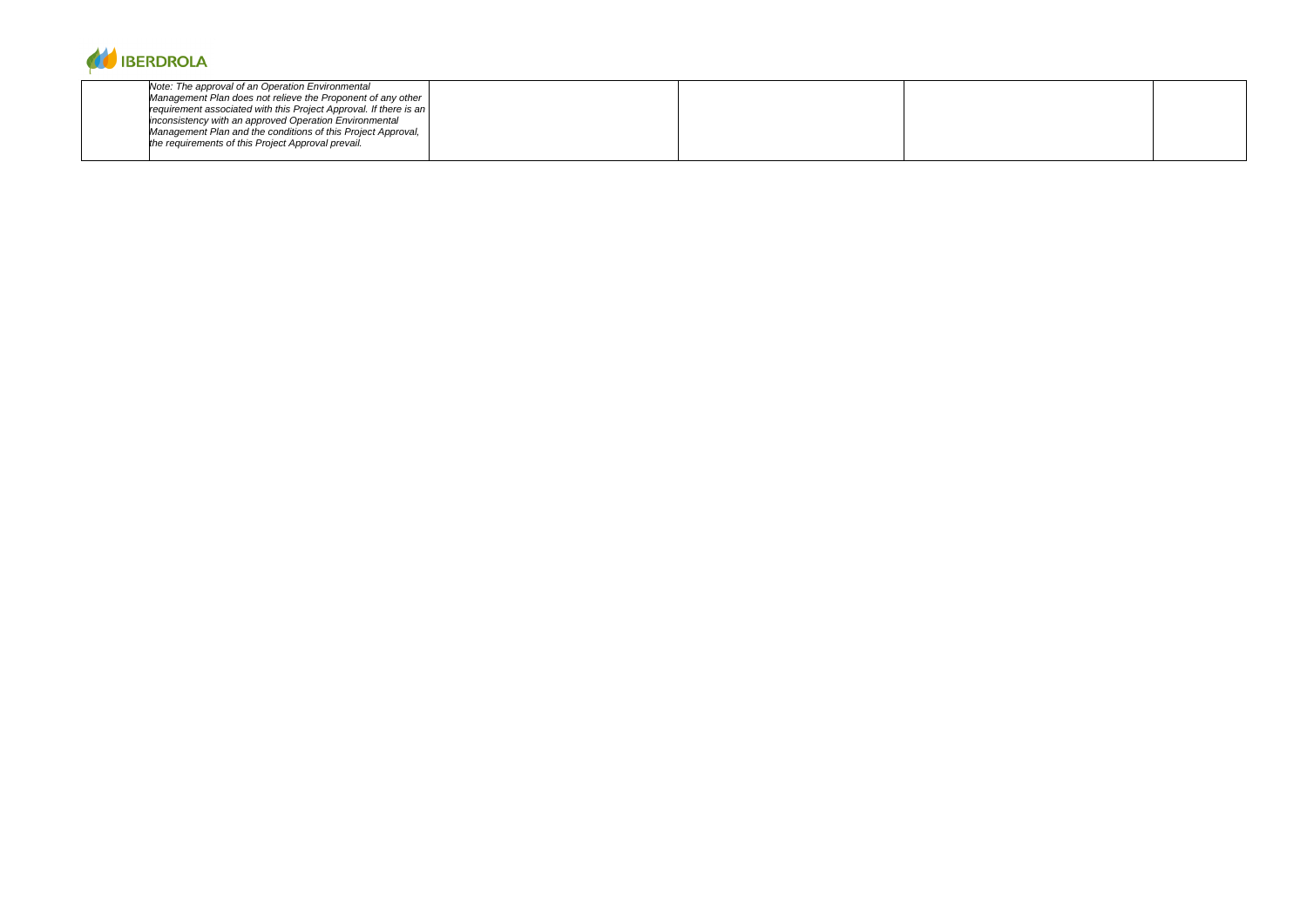| | | | | | |
|---|---|---|---|---|---|
| | *Note: The approval of an Operation Environmental Management Plan does not relieve the Proponent of any other requirement associated with this Project Approval. If there is an inconsistency with an approved Operation Environmental Management Plan and the conditions of this Project Approval, the requirements of this Project Approval prevail.* | | | | |